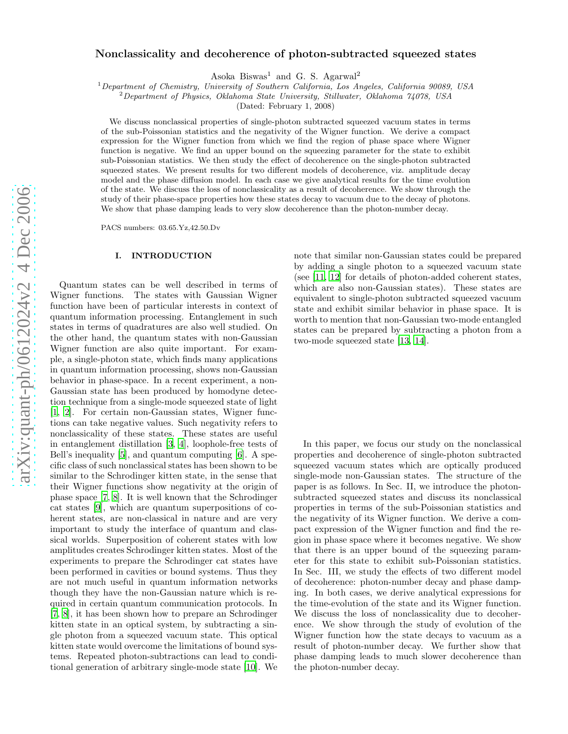# Nonclassicality and decoherence of photon-subtracted squeezed states

Asoka Biswas[1] and G. S. Agarwal[2]

[1]*Department of Chemistry, University of Southern California, Los Angeles, California 90089, USA*
[2]*Department of Physics, Oklahoma State University, Stillwater, Oklahoma 74078, USA*

(Dated: February 1, 2008)

We discuss nonclassical properties of single-photon subtracted squeezed vacuum states in terms of the sub-Poissonian statistics and the negativity of the Wigner function. We derive a compact expression for the Wigner function from which we find the region of phase space where Wigner function is negative. We find an upper bound on the squeezing parameter for the state to exhibit sub-Poissonian statistics. We then study the effect of decoherence on the single-photon subtracted squeezed states. We present results for two different models of decoherence, viz. amplitude decay model and the phase diffusion model. In each case we give analytical results for the time evolution of the state. We discuss the loss of nonclassicality as a result of decoherence. We show through the study of their phase-space properties how these states decay to vacuum due to the decay of photons. We show that phase damping leads to very slow decoherence than the photon-number decay.

PACS numbers: 03.65.Yz,42.50.Dv

## I. INTRODUCTION

Quantum states can be well described in terms of Wigner functions. The states with Gaussian Wigner function have been of particular interests in context of quantum information processing. Entanglement in such states in terms of quadratures are also well studied. On the other hand, the quantum states with non-Gaussian Wigner function are also quite important. For example, a single-photon state, which finds many applications in quantum information processing, shows non-Gaussian behavior in phase-space. In a recent experiment, a non-Gaussian state has been produced by homodyne detection technique from a single-mode squeezed state of light [1, 2]. For certain non-Gaussian states, Wigner functions can take negative values. Such negativity refers to nonclassicality of these states. These states are useful in entanglement distillation [3, 4], loophole-free tests of Bell's inequality [5], and quantum computing [6]. A specific class of such nonclassical states has been shown to be similar to the Schrodinger kitten state, in the sense that their Wigner functions show negativity at the origin of phase space [7, 8]. It is well known that the Schrodinger cat states [9], which are quantum superpositions of coherent states, are non-classical in nature and are very important to study the interface of quantum and classical worlds. Superposition of coherent states with low amplitudes creates Schrodinger kitten states. Most of the experiments to prepare the Schrodinger cat states have been performed in cavities or bound systems. Thus they are not much useful in quantum information networks though they have the non-Gaussian nature which is required in certain quantum communication protocols. In [7, 8], it has been shown how to prepare an Schrodinger kitten state in an optical system, by subtracting a single photon from a squeezed vacuum state. This optical kitten state would overcome the limitations of bound systems. Repeated photon-subtractions can lead to conditional generation of arbitrary single-mode state [10]. We note that similar non-Gaussian states could be prepared by adding a single photon to a squeezed vacuum state (see [11, 12] for details of photon-added coherent states, which are also non-Gaussian states). These states are equivalent to single-photon subtracted squeezed vacuum state and exhibit similar behavior in phase space. It is worth to mention that non-Gaussian two-mode entangled states can be prepared by subtracting a photon from a two-mode squeezed state [13, 14].

In this paper, we focus our study on the nonclassical properties and decoherence of single-photon subtracted squeezed vacuum states which are optically produced single-mode non-Gaussian states. The structure of the paper is as follows. In Sec. II, we introduce the photon-subtracted squeezed states and discuss its nonclassical properties in terms of the sub-Poissonian statistics and the negativity of its Wigner function. We derive a compact expression of the Wigner function and find the region in phase space where it becomes negative. We show that there is an upper bound of the squeezing parameter for this state to exhibit sub-Poissonian statistics. In Sec. III, we study the effects of two different model of decoherence: photon-number decay and phase damping. In both cases, we derive analytical expressions for the time-evolution of the state and its Wigner function. We discuss the loss of nonclassicality due to decoherence. We show through the study of evolution of the Wigner function how the state decays to vacuum as a result of photon-number decay. We further show that phase damping leads to much slower decoherence than the photon-number decay.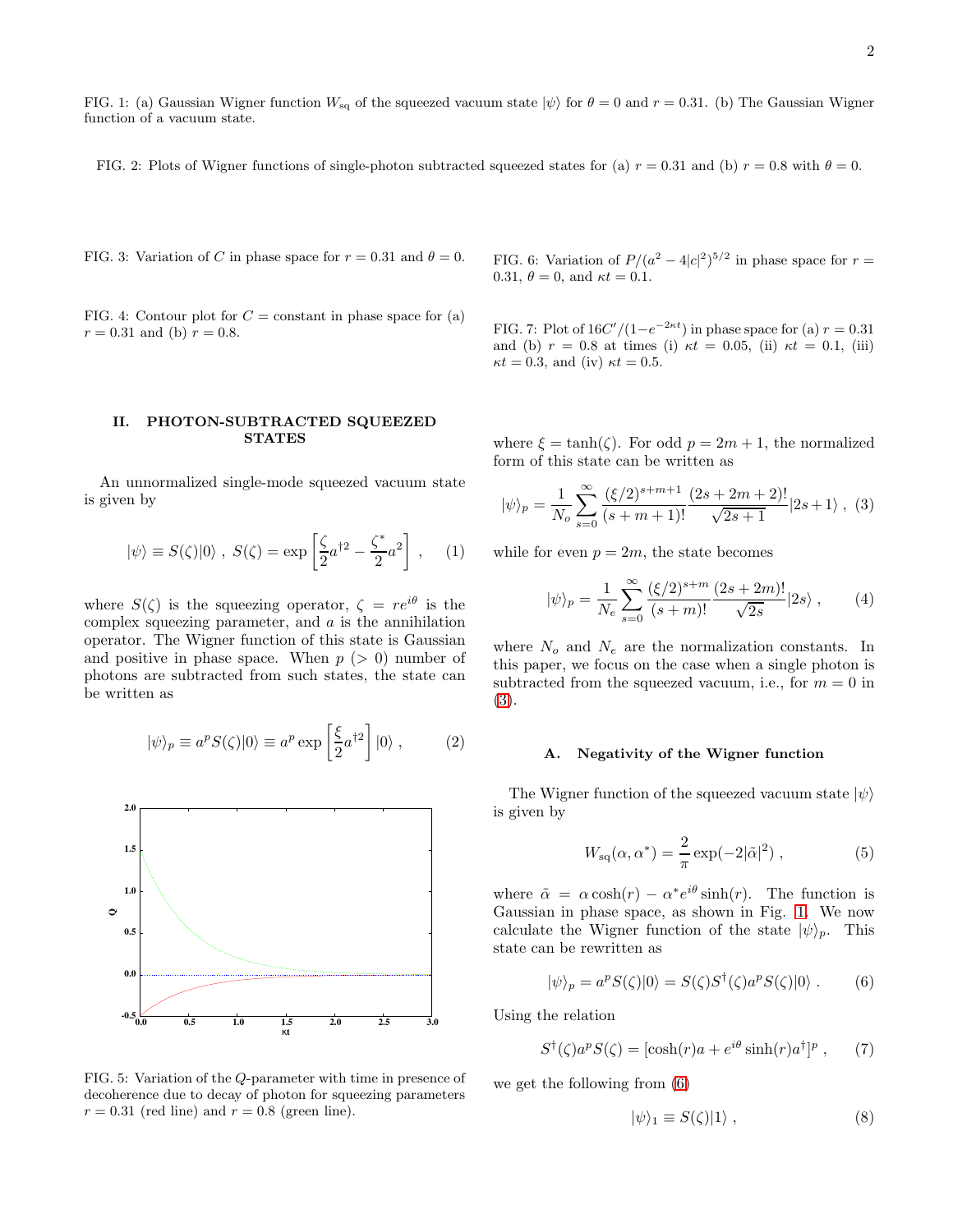FIG. 1: (a) Gaussian Wigner function $W_{\rm sq}$ of the squeezed vacuum state $|\psi\rangle$ for $\theta = 0$ and $r = 0.31$. (b) The Gaussian Wigner function of a vacuum state.

FIG. 2: Plots of Wigner functions of single-photon subtracted squeezed states for (a) $r = 0.31$ and (b) $r = 0.8$ with $\theta = 0$.

FIG. 3: Variation of $C$ in phase space for $r = 0.31$ and $\theta = 0$.

FIG. 4: Contour plot for $C =$ constant in phase space for (a) $r = 0.31$ and (b) $r = 0.8$.

FIG. 6: Variation of $P/(a^2 - 4|c|^2)^{5/2}$ in phase space for $r = 0.31$, $\theta = 0$, and $\kappa t = 0.1$.

FIG. 7: Plot of $16C'/(1-e^{-2\kappa t})$ in phase space for (a) $r = 0.31$ and (b) $r = 0.8$ at times (i) $\kappa t = 0.05$, (ii) $\kappa t = 0.1$, (iii) $\kappa t = 0.3$, and (iv) $\kappa t = 0.5$.

## II. PHOTON-SUBTRACTED SQUEEZED STATES

An unnormalized single-mode squeezed vacuum state is given by

$$|\psi\rangle \equiv S(\zeta)|0\rangle \ , \ S(\zeta) = \exp\left[\frac{\zeta}{2}a^{\dagger 2} - \frac{\zeta^*}{2}a^2\right] \ , \qquad (1)$$

where $S(\zeta)$ is the squeezing operator, $\zeta = re^{i\theta}$ is the complex squeezing parameter, and $a$ is the annihilation operator. The Wigner function of this state is Gaussian and positive in phase space. When $p$ ($> 0$) number of photons are subtracted from such states, the state can be written as

$$|\psi\rangle_p \equiv a^p S(\zeta)|0\rangle \equiv a^p \exp\left[\frac{\xi}{2}a^{\dagger 2}\right]|0\rangle \ , \qquad (2)$$

FIG. 5: Variation of the $Q$-parameter with time in presence of decoherence due to decay of photon for squeezing parameters $r = 0.31$ (red line) and $r = 0.8$ (green line).

where $\xi = \tanh(\zeta)$. For odd $p = 2m+1$, the normalized form of this state can be written as

$$|\psi\rangle_p = \frac{1}{N_o}\sum_{s=0}^{\infty}\frac{(\xi/2)^{s+m+1}}{(s+m+1)!}\frac{(2s+2m+2)!}{\sqrt{2s+1}}|2s+1\rangle \ , \qquad (3)$$

while for even $p = 2m$, the state becomes

$$|\psi\rangle_p = \frac{1}{N_e}\sum_{s=0}^{\infty}\frac{(\xi/2)^{s+m}}{(s+m)!}\frac{(2s+2m)!}{\sqrt{2s}}|2s\rangle \ , \qquad (4)$$

where $N_o$ and $N_e$ are the normalization constants. In this paper, we focus on the case when a single photon is subtracted from the squeezed vacuum, i.e., for $m = 0$ in (3).

### A. Negativity of the Wigner function

The Wigner function of the squeezed vacuum state $|\psi\rangle$ is given by

$$W_{\rm sq}(\alpha, \alpha^*) = \frac{2}{\pi}\exp(-2|\tilde{\alpha}|^2) \ , \qquad (5)$$

where $\tilde{\alpha} = \alpha\cosh(r) - \alpha^* e^{i\theta}\sinh(r)$. The function is Gaussian in phase space, as shown in Fig. 1. We now calculate the Wigner function of the state $|\psi\rangle_p$. This state can be rewritten as

$$|\psi\rangle_p = a^p S(\zeta)|0\rangle = S(\zeta)S^\dagger(\zeta)a^p S(\zeta)|0\rangle \ . \qquad (6)$$

Using the relation

$$S^\dagger(\zeta)a^p S(\zeta) = [\cosh(r)a + e^{i\theta}\sinh(r)a^\dagger]^p \ , \qquad (7)$$

we get the following from (6)

$$|\psi\rangle_1 \equiv S(\zeta)|1\rangle \ , \qquad (8)$$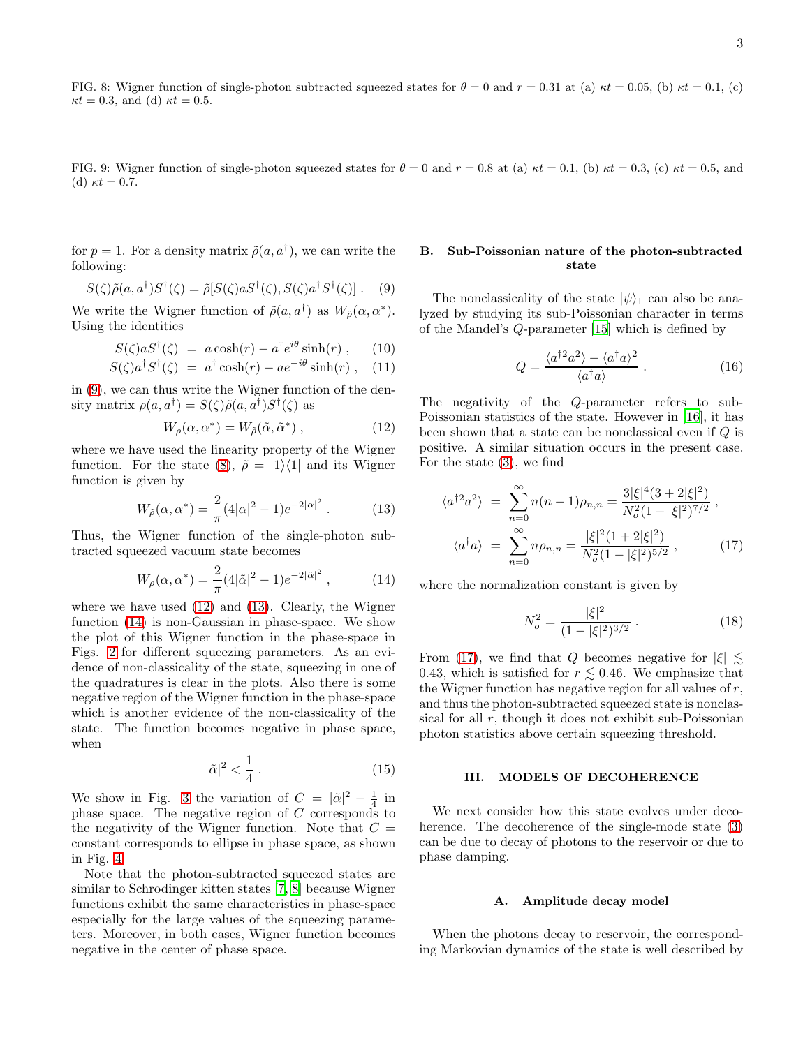FIG. 8: Wigner function of single-photon subtracted squeezed states for $\theta = 0$ and $r = 0.31$ at (a) $\kappa t = 0.05$, (b) $\kappa t = 0.1$, (c) $\kappa t = 0.3$, and (d) $\kappa t = 0.5$.

FIG. 9: Wigner function of single-photon squeezed states for $\theta = 0$ and $r = 0.8$ at (a) $\kappa t = 0.1$, (b) $\kappa t = 0.3$, (c) $\kappa t = 0.5$, and (d) $\kappa t = 0.7$.

for $p = 1$. For a density matrix $\tilde{\rho}(a, a^\dagger)$, we can write the following:

$$S(\zeta)\tilde{\rho}(a, a^\dagger)S^\dagger(\zeta) = \tilde{\rho}[S(\zeta)aS^\dagger(\zeta), S(\zeta)a^\dagger S^\dagger(\zeta)] \,. \quad (9)$$

We write the Wigner function of $\tilde{\rho}(a, a^\dagger)$ as $W_{\tilde{\rho}}(\alpha, \alpha^*)$. Using the identities

$$S(\zeta)aS^\dagger(\zeta) = a\cosh(r) - a^\dagger e^{i\theta}\sinh(r) \,, \quad (10)$$

$$S(\zeta)a^\dagger S^\dagger(\zeta) = a^\dagger \cosh(r) - ae^{-i\theta}\sinh(r) \,, \quad (11)$$

in (9), we can thus write the Wigner function of the density matrix $\rho(a, a^\dagger) = S(\zeta)\tilde{\rho}(a, a^\dagger)S^\dagger(\zeta)$ as

$$W_\rho(\alpha, \alpha^*) = W_{\tilde{\rho}}(\tilde{\alpha}, \tilde{\alpha}^*) \,, \quad (12)$$

where we have used the linearity property of the Wigner function. For the state (8), $\tilde{\rho} = |1\rangle\langle 1|$ and its Wigner function is given by

$$W_{\tilde{\rho}}(\alpha, \alpha^*) = \frac{2}{\pi}(4|\alpha|^2 - 1)e^{-2|\alpha|^2} \,. \quad (13)$$

Thus, the Wigner function of the single-photon subtracted squeezed vacuum state becomes

$$W_\rho(\alpha, \alpha^*) = \frac{2}{\pi}(4|\tilde{\alpha}|^2 - 1)e^{-2|\tilde{\alpha}|^2} \,, \quad (14)$$

where we have used (12) and (13). Clearly, the Wigner function (14) is non-Gaussian in phase-space. We show the plot of this Wigner function in the phase-space in Figs. 2 for different squeezing parameters. As an evidence of non-classicality of the state, squeezing in one of the quadratures is clear in the plots. Also there is some negative region of the Wigner function in the phase-space which is another evidence of the non-classicality of the state. The function becomes negative in phase space, when

$$|\tilde{\alpha}|^2 < \frac{1}{4} \,. \quad (15)$$

We show in Fig. 3 the variation of $C = |\tilde{\alpha}|^2 - \frac{1}{4}$ in phase space. The negative region of $C$ corresponds to the negativity of the Wigner function. Note that $C =$ constant corresponds to ellipse in phase space, as shown in Fig. 4.

Note that the photon-subtracted squeezed states are similar to Schrodinger kitten states [7, 8] because Wigner functions exhibit the same characteristics in phase-space especially for the large values of the squeezing parameters. Moreover, in both cases, Wigner function becomes negative in the center of phase space.

## B. Sub-Poissonian nature of the photon-subtracted state

The nonclassicality of the state $|\psi\rangle_1$ can also be analyzed by studying its sub-Poissonian character in terms of the Mandel's $Q$-parameter [15] which is defined by

$$Q = \frac{\langle a^{\dagger 2}a^2\rangle - \langle a^\dagger a\rangle^2}{\langle a^\dagger a\rangle} \,. \quad (16)$$

The negativity of the $Q$-parameter refers to sub-Poissonian statistics of the state. However in [16], it has been shown that a state can be nonclassical even if $Q$ is positive. A similar situation occurs in the present case. For the state (3), we find

$$\langle a^{\dagger 2}a^2\rangle = \sum_{n=0}^{\infty} n(n-1)\rho_{n,n} = \frac{3|\xi|^4(3 + 2|\xi|^2)}{N_o^2(1 - |\xi|^2)^{7/2}} \,,$$

$$\langle a^\dagger a\rangle = \sum_{n=0}^{\infty} n\rho_{n,n} = \frac{|\xi|^2(1 + 2|\xi|^2)}{N_o^2(1 - |\xi|^2)^{5/2}} \,, \quad (17)$$

where the normalization constant is given by

$$N_o^2 = \frac{|\xi|^2}{(1 - |\xi|^2)^{3/2}} \,. \quad (18)$$

From (17), we find that $Q$ becomes negative for $|\xi| \lesssim 0.43$, which is satisfied for $r \lesssim 0.46$. We emphasize that the Wigner function has negative region for all values of $r$, and thus the photon-subtracted squeezed state is nonclassical for all $r$, though it does not exhibit sub-Poissonian photon statistics above certain squeezing threshold.

# III. MODELS OF DECOHERENCE

We next consider how this state evolves under decoherence. The decoherence of the single-mode state (3) can be due to decay of photons to the reservoir or due to phase damping.

## A. Amplitude decay model

When the photons decay to reservoir, the corresponding Markovian dynamics of the state is well described by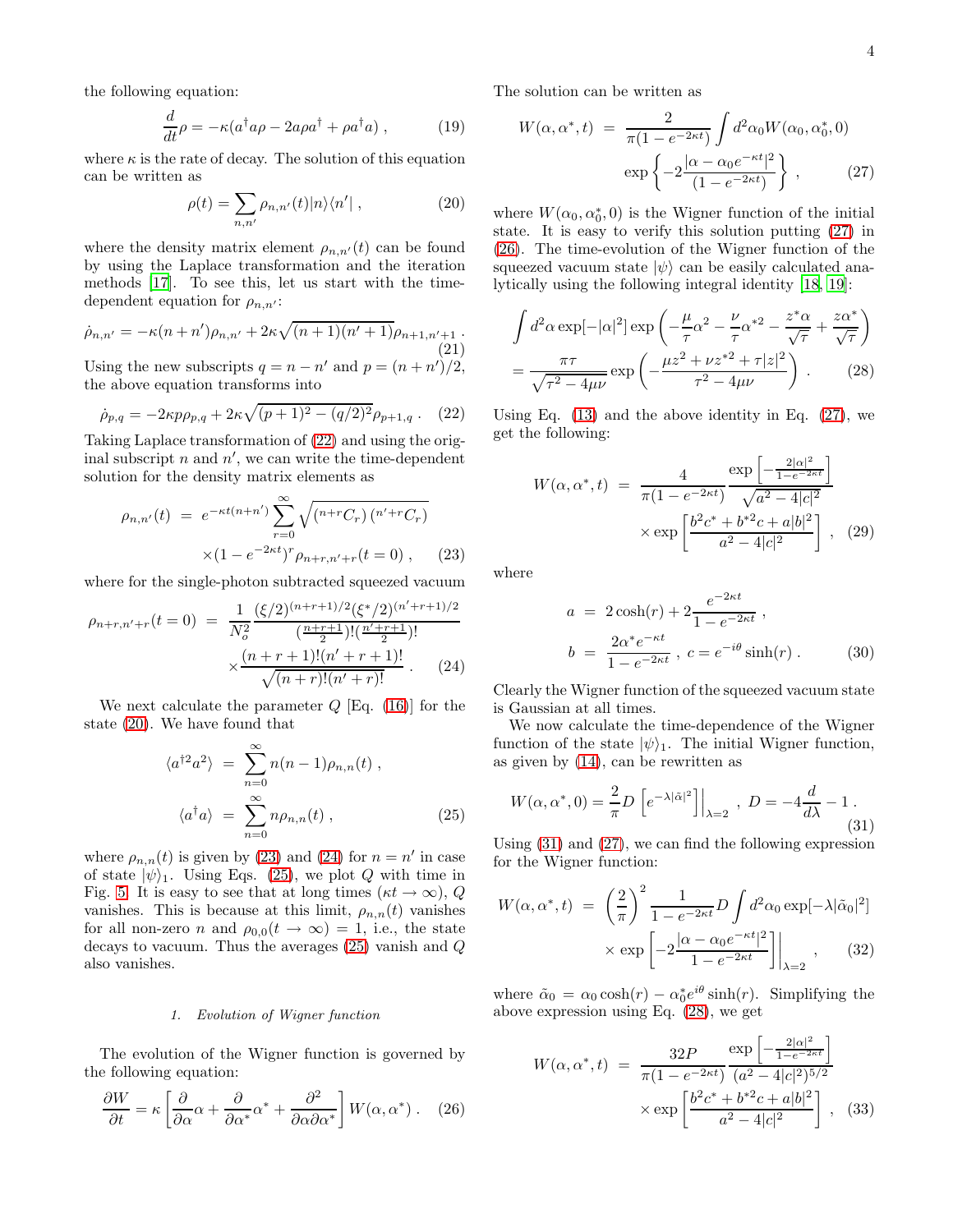the following equation:

$$\frac{d}{dt}\rho = -\kappa(a^\dagger a\rho - 2a\rho a^\dagger + \rho a^\dagger a) , \quad (19)$$

where $\kappa$ is the rate of decay. The solution of this equation can be written as

$$\rho(t) = \sum_{n,n'} \rho_{n,n'}(t)|n\rangle\langle n'| , \quad (20)$$

where the density matrix element $\rho_{n,n'}(t)$ can be found by using the Laplace transformation and the iteration methods [17]. To see this, let us start with the time-dependent equation for $\rho_{n,n'}$:

$$\dot{\rho}_{n,n'} = -\kappa(n+n')\rho_{n,n'} + 2\kappa\sqrt{(n+1)(n'+1)}\rho_{n+1,n'+1} . \quad (21)$$

Using the new subscripts $q = n - n'$ and $p = (n+n')/2$, the above equation transforms into

$$\dot{\rho}_{p,q} = -2\kappa p\rho_{p,q} + 2\kappa\sqrt{(p+1)^2 - (q/2)^2}\rho_{p+1,q} . \quad (22)$$

Taking Laplace transformation of (22) and using the original subscript $n$ and $n'$, we can write the time-dependent solution for the density matrix elements as

$$\begin{aligned}\rho_{n,n'}(t) &= e^{-\kappa t(n+n')} \sum_{r=0}^{\infty} \sqrt{\left({}^{n+r}C_r\right)\left({}^{n'+r}C_r\right)} \\ &\times (1-e^{-2\kappa t})^r \rho_{n+r,n'+r}(t=0) , \quad (23)\end{aligned}$$

where for the single-photon subtracted squeezed vacuum

$$\begin{aligned}\rho_{n+r,n'+r}(t=0) &= \frac{1}{N_o^2} \frac{(\xi/2)^{(n+r+1)/2}(\xi^*/2)^{(n'+r+1)/2}}{(\frac{n+r+1}{2})!(\frac{n'+r+1}{2})!} \\ &\times \frac{(n+r+1)!(n'+r+1)!}{\sqrt{(n+r)!(n'+r)!}} . \quad (24)\end{aligned}$$

We next calculate the parameter $Q$ [Eq. (16)] for the state (20). We have found that

$$\begin{aligned}\langle a^{\dagger 2}a^2\rangle &= \sum_{n=0}^{\infty} n(n-1)\rho_{n,n}(t) , \\ \langle a^\dagger a\rangle &= \sum_{n=0}^{\infty} n\rho_{n,n}(t) , \quad (25)\end{aligned}$$

where $\rho_{n,n}(t)$ is given by (23) and (24) for $n = n'$ in case of state $|\psi\rangle_1$. Using Eqs. (25), we plot $Q$ with time in Fig. 5. It is easy to see that at long times ($\kappa t \to \infty$), $Q$ vanishes. This is because at this limit, $\rho_{n,n}(t)$ vanishes for all non-zero $n$ and $\rho_{0,0}(t \to \infty) = 1$, i.e., the state decays to vacuum. Thus the averages (25) vanish and $Q$ also vanishes.

#### 1. Evolution of Wigner function

The evolution of the Wigner function is governed by the following equation:

$$\frac{\partial W}{\partial t} = \kappa\left[\frac{\partial}{\partial\alpha}\alpha + \frac{\partial}{\partial\alpha^*}\alpha^* + \frac{\partial^2}{\partial\alpha\partial\alpha^*}\right] W(\alpha,\alpha^*) . \quad (26)$$

The solution can be written as

$$\begin{aligned}W(\alpha,\alpha^*,t) &= \frac{2}{\pi(1-e^{-2\kappa t})} \int d^2\alpha_0 W(\alpha_0,\alpha_0^*,0) \\ &\exp\left\{-2\frac{|\alpha - \alpha_0 e^{-\kappa t}|^2}{(1-e^{-2\kappa t})}\right\} , \quad (27)\end{aligned}$$

where $W(\alpha_0,\alpha_0^*,0)$ is the Wigner function of the initial state. It is easy to verify this solution putting (27) in (26). The time-evolution of the Wigner function of the squeezed vacuum state $|\psi\rangle$ can be easily calculated analytically using the following integral identity [18, 19]:

$$\begin{aligned}&\int d^2\alpha \exp[-|\alpha|^2] \exp\left(-\frac{\mu}{\tau}\alpha^2 - \frac{\nu}{\tau}\alpha^{*2} - \frac{z^*\alpha}{\sqrt{\tau}} + \frac{z\alpha^*}{\sqrt{\tau}}\right) \\ &= \frac{\pi\tau}{\sqrt{\tau^2 - 4\mu\nu}} \exp\left(-\frac{\mu z^2 + \nu z^{*2} + \tau|z|^2}{\tau^2 - 4\mu\nu}\right) . \quad (28)\end{aligned}$$

Using Eq. (13) and the above identity in Eq. (27), we get the following:

$$\begin{aligned}W(\alpha,\alpha^*,t) &= \frac{4}{\pi(1-e^{-2\kappa t})} \frac{\exp\left[-\frac{2|\alpha|^2}{1-e^{-2\kappa t}}\right]}{\sqrt{a^2 - 4|c|^2}} \\ &\times \exp\left[\frac{b^2c^* + b^{*2}c + a|b|^2}{a^2 - 4|c|^2}\right] , \quad (29)\end{aligned}$$

where

$$\begin{aligned}a &= 2\cosh(r) + 2\frac{e^{-2\kappa t}}{1-e^{-2\kappa t}} , \\ b &= \frac{2\alpha^* e^{-\kappa t}}{1-e^{-2\kappa t}} , \; c = e^{-i\theta}\sinh(r) . \quad (30)\end{aligned}$$

Clearly the Wigner function of the squeezed vacuum state is Gaussian at all times.

We now calculate the time-dependence of the Wigner function of the state $|\psi\rangle_1$. The initial Wigner function, as given by (14), can be rewritten as

$$W(\alpha,\alpha^*,0) = \frac{2}{\pi} D\left[e^{-\lambda|\tilde{\alpha}|^2}\right]\Big|_{\lambda=2} , \; D = -4\frac{d}{d\lambda} - 1 . \quad (31)$$

Using (31) and (27), we can find the following expression for the Wigner function:

$$\begin{aligned}W(\alpha,\alpha^*,t) &= \left(\frac{2}{\pi}\right)^2 \frac{1}{1-e^{-2\kappa t}} D \int d^2\alpha_0 \exp[-\lambda|\tilde{\alpha}_0|^2] \\ &\times \exp\left[-2\frac{|\alpha - \alpha_0 e^{-\kappa t}|^2}{1-e^{-2\kappa t}}\right]\Bigg|_{\lambda=2} , \quad (32)\end{aligned}$$

where $\tilde{\alpha}_0 = \alpha_0\cosh(r) - \alpha_0^* e^{i\theta}\sinh(r)$. Simplifying the above expression using Eq. (28), we get

$$\begin{aligned}W(\alpha,\alpha^*,t) &= \frac{32P}{\pi(1-e^{-2\kappa t})} \frac{\exp\left[-\frac{2|\alpha|^2}{1-e^{-2\kappa t}}\right]}{(a^2 - 4|c|^2)^{5/2}} \\ &\times \exp\left[\frac{b^2c^* + b^{*2}c + a|b|^2}{a^2 - 4|c|^2}\right] , \quad (33)\end{aligned}$$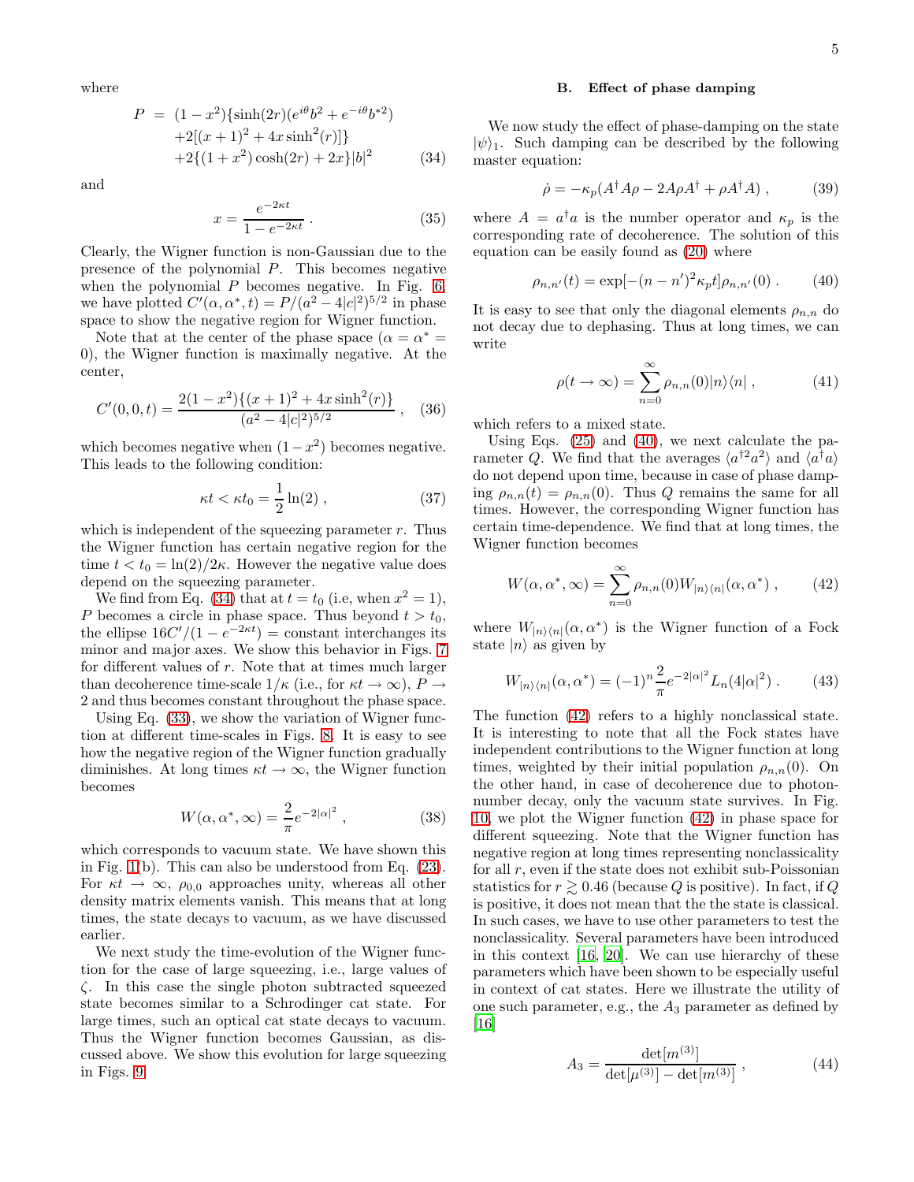where

$$
\begin{aligned}
P &= (1-x^2)\{\sinh(2r)(e^{i\theta}b^2 + e^{-i\theta}b^{*2}) \\
&\quad +2[(x+1)^2 + 4x\sinh^2(r)]\} \\
&\quad +2\{(1+x^2)\cosh(2r) + 2x\}|b|^2
\end{aligned}
\tag{34}
$$

and

$$
x = \frac{e^{-2\kappa t}}{1-e^{-2\kappa t}} \, . \tag{35}
$$

Clearly, the Wigner function is non-Gaussian due to the presence of the polynomial $P$. This becomes negative when the polynomial $P$ becomes negative. In Fig. 6, we have plotted $C'(\alpha,\alpha^*,t) = P/(a^2-4|c|^2)^{5/2}$ in phase space to show the negative region for Wigner function.

Note that at the center of the phase space ($\alpha = \alpha^* = 0$), the Wigner function is maximally negative. At the center,

$$
C'(0,0,t) = \frac{2(1-x^2)\{(x+1)^2 + 4x\sinh^2(r)\}}{(a^2-4|c|^2)^{5/2}} \, , \tag{36}
$$

which becomes negative when $(1-x^2)$ becomes negative. This leads to the following condition:

$$
\kappa t < \kappa t_0 = \frac{1}{2}\ln(2) \, , \tag{37}
$$

which is independent of the squeezing parameter $r$. Thus the Wigner function has certain negative region for the time $t < t_0 = \ln(2)/2\kappa$. However the negative value does depend on the squeezing parameter.

We find from Eq. (34) that at $t = t_0$ (i.e, when $x^2 = 1$), $P$ becomes a circle in phase space. Thus beyond $t > t_0$, the ellipse $16C'/(1-e^{-2\kappa t}) =$ constant interchanges its minor and major axes. We show this behavior in Figs. 7 for different values of $r$. Note that at times much larger than decoherence time-scale $1/\kappa$ (i.e., for $\kappa t \to \infty$), $P \to 2$ and thus becomes constant throughout the phase space.

Using Eq. (33), we show the variation of Wigner function at different time-scales in Figs. 8. It is easy to see how the negative region of the Wigner function gradually diminishes. At long times $\kappa t \to \infty$, the Wigner function becomes

$$
W(\alpha,\alpha^*,\infty) = \frac{2}{\pi}e^{-2|\alpha|^2} \, , \tag{38}
$$

which corresponds to vacuum state. We have shown this in Fig. 1(b). This can also be understood from Eq. (23). For $\kappa t \to \infty$, $\rho_{0,0}$ approaches unity, whereas all other density matrix elements vanish. This means that at long times, the state decays to vacuum, as we have discussed earlier.

We next study the time-evolution of the Wigner function for the case of large squeezing, i.e., large values of $\zeta$. In this case the single photon subtracted squeezed state becomes similar to a Schrodinger cat state. For large times, such an optical cat state decays to vacuum. Thus the Wigner function becomes Gaussian, as discussed above. We show this evolution for large squeezing in Figs. 9

### B. Effect of phase damping

We now study the effect of phase-damping on the state $|\psi\rangle_1$. Such damping can be described by the following master equation:

$$
\dot{\rho} = -\kappa_p(A^\dagger A\rho - 2A\rho A^\dagger + \rho A^\dagger A) \, , \tag{39}
$$

where $A = a^\dagger a$ is the number operator and $\kappa_p$ is the corresponding rate of decoherence. The solution of this equation can be easily found as [20] where

$$
\rho_{n,n'}(t) = \exp[-(n-n')^2\kappa_p t]\rho_{n,n'}(0) \, . \tag{40}
$$

It is easy to see that only the diagonal elements $\rho_{n,n}$ do not decay due to dephasing. Thus at long times, we can write

$$
\rho(t\to\infty) = \sum_{n=0}^{\infty}\rho_{n,n}(0)|n\rangle\langle n| \, , \tag{41}
$$

which refers to a mixed state.

Using Eqs. (25) and (40), we next calculate the parameter $Q$. We find that the averages $\langle a^{\dagger 2}a^2\rangle$ and $\langle a^\dagger a\rangle$ do not depend upon time, because in case of phase damping $\rho_{n,n}(t) = \rho_{n,n}(0)$. Thus $Q$ remains the same for all times. However, the corresponding Wigner function has certain time-dependence. We find that at long times, the Wigner function becomes

$$
W(\alpha,\alpha^*,\infty) = \sum_{n=0}^{\infty}\rho_{n,n}(0)W_{|n\rangle\langle n|}(\alpha,\alpha^*) \, , \tag{42}
$$

where $W_{|n\rangle\langle n|}(\alpha,\alpha^*)$ is the Wigner function of a Fock state $|n\rangle$ as given by

$$
W_{|n\rangle\langle n|}(\alpha,\alpha^*) = (-1)^n\frac{2}{\pi}e^{-2|\alpha|^2}L_n(4|\alpha|^2) \, . \tag{43}
$$

The function (42) refers to a highly nonclassical state. It is interesting to note that all the Fock states have independent contributions to the Wigner function at long times, weighted by their initial population $\rho_{n,n}(0)$. On the other hand, in case of decoherence due to photon-number decay, only the vacuum state survives. In Fig. 10, we plot the Wigner function (42) in phase space for different squeezing. Note that the Wigner function has negative region at long times representing nonclassicality for all $r$, even if the state does not exhibit sub-Poissonian statistics for $r \gtrsim 0.46$ (because $Q$ is positive). In fact, if $Q$ is positive, it does not mean that the the state is classical. In such cases, we have to use other parameters to test the nonclassicality. Several parameters have been introduced in this context [16, 20]. We can use hierarchy of these parameters which have been shown to be especially useful in context of cat states. Here we illustrate the utility of one such parameter, e.g., the $A_3$ parameter as defined by [16]

$$
A_3 = \frac{\det[m^{(3)}]}{\det[\mu^{(3)}] - \det[m^{(3)}]} \, , \tag{44}
$$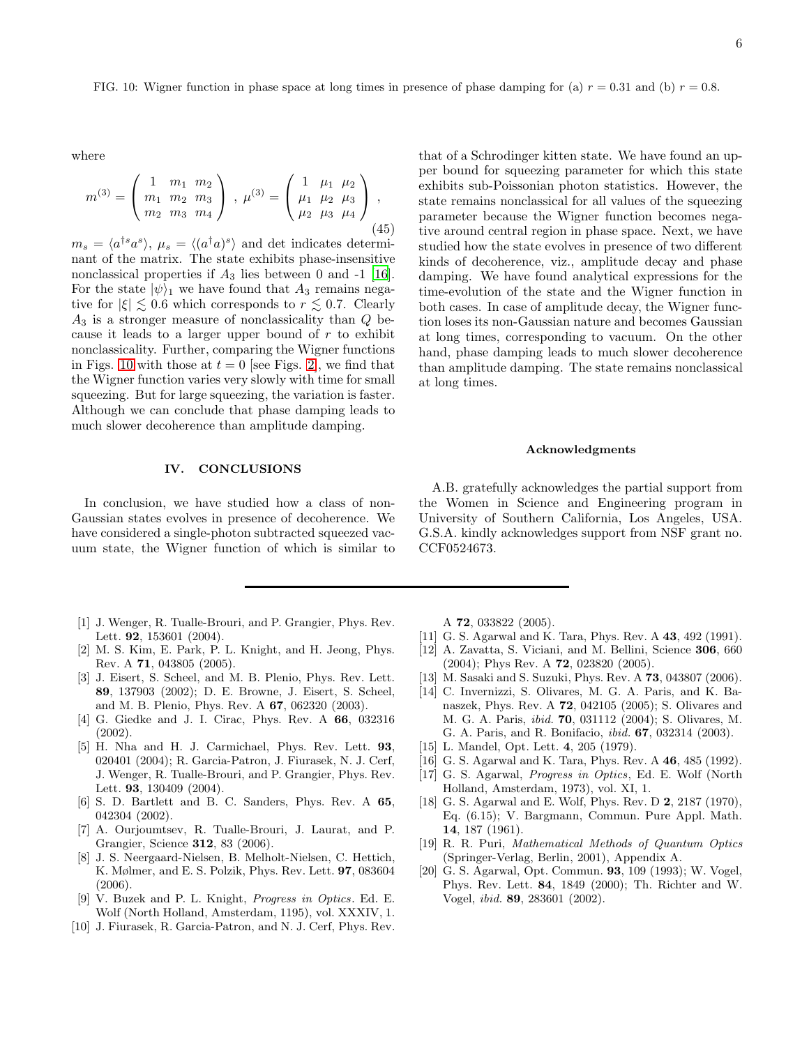FIG. 10: Wigner function in phase space at long times in presence of phase damping for (a) $r = 0.31$ and (b) $r = 0.8$.

where

$$m^{(3)} = \begin{pmatrix} 1 & m_1 & m_2 \\ m_1 & m_2 & m_3 \\ m_2 & m_3 & m_4 \end{pmatrix} \,,\; \mu^{(3)} = \begin{pmatrix} 1 & \mu_1 & \mu_2 \\ \mu_1 & \mu_2 & \mu_3 \\ \mu_2 & \mu_3 & \mu_4 \end{pmatrix} \,, \tag{45}$$

$m_s = \langle a^{\dagger s} a^s \rangle$, $\mu_s = \langle (a^\dagger a)^s \rangle$ and det indicates determinant of the matrix. The state exhibits phase-insensitive nonclassical properties if $A_3$ lies between 0 and -1 [16]. For the state $|\psi\rangle_1$ we have found that $A_3$ remains negative for $|\xi| \lesssim 0.6$ which corresponds to $r \lesssim 0.7$. Clearly $A_3$ is a stronger measure of nonclassicality than $Q$ because it leads to a larger upper bound of $r$ to exhibit nonclassicality. Further, comparing the Wigner functions in Figs. 10 with those at $t = 0$ [see Figs. 2], we find that the Wigner function varies very slowly with time for small squeezing. But for large squeezing, the variation is faster. Although we can conclude that phase damping leads to much slower decoherence than amplitude damping.

## IV. CONCLUSIONS

In conclusion, we have studied how a class of non-Gaussian states evolves in presence of decoherence. We have considered a single-photon subtracted squeezed vacuum state, the Wigner function of which is similar to that of a Schrodinger kitten state. We have found an upper bound for squeezing parameter for which this state exhibits sub-Poissonian photon statistics. However, the state remains nonclassical for all values of the squeezing parameter because the Wigner function becomes negative around central region in phase space. Next, we have studied how the state evolves in presence of two different kinds of decoherence, viz., amplitude decay and phase damping. We have found analytical expressions for the time-evolution of the state and the Wigner function in both cases. In case of amplitude decay, the Wigner function loses its non-Gaussian nature and becomes Gaussian at long times, corresponding to vacuum. On the other hand, phase damping leads to much slower decoherence than amplitude damping. The state remains nonclassical at long times.

### Acknowledgments

A.B. gratefully acknowledges the partial support from the Women in Science and Engineering program in University of Southern California, Los Angeles, USA. G.S.A. kindly acknowledges support from NSF grant no. CCF0524673.

---

[1] J. Wenger, R. Tualle-Brouri, and P. Grangier, Phys. Rev. Lett. **92**, 153601 (2004).
[2] M. S. Kim, E. Park, P. L. Knight, and H. Jeong, Phys. Rev. A **71**, 043805 (2005).
[3] J. Eisert, S. Scheel, and M. B. Plenio, Phys. Rev. Lett. **89**, 137903 (2002); D. E. Browne, J. Eisert, S. Scheel, and M. B. Plenio, Phys. Rev. A **67**, 062320 (2003).
[4] G. Giedke and J. I. Cirac, Phys. Rev. A **66**, 032316 (2002).
[5] H. Nha and H. J. Carmichael, Phys. Rev. Lett. **93**, 020401 (2004); R. Garcia-Patron, J. Fiurasek, N. J. Cerf, J. Wenger, R. Tualle-Brouri, and P. Grangier, Phys. Rev. Lett. **93**, 130409 (2004).
[6] S. D. Bartlett and B. C. Sanders, Phys. Rev. A **65**, 042304 (2002).
[7] A. Ourjoumtsev, R. Tualle-Brouri, J. Laurat, and P. Grangier, Science **312**, 83 (2006).
[8] J. S. Neergaard-Nielsen, B. Melholt-Nielsen, C. Hettich, K. Mølmer, and E. S. Polzik, Phys. Rev. Lett. **97**, 083604 (2006).
[9] V. Buzek and P. L. Knight, *Progress in Optics*. Ed. E. Wolf (North Holland, Amsterdam, 1195), vol. XXXIV, 1.
[10] J. Fiurasek, R. Garcia-Patron, and N. J. Cerf, Phys. Rev. A **72**, 033822 (2005).
[11] G. S. Agarwal and K. Tara, Phys. Rev. A **43**, 492 (1991).
[12] A. Zavatta, S. Viciani, and M. Bellini, Science **306**, 660 (2004); Phys Rev. A **72**, 023820 (2005).
[13] M. Sasaki and S. Suzuki, Phys. Rev. A **73**, 043807 (2006).
[14] C. Invernizzi, S. Olivares, M. G. A. Paris, and K. Banaszek, Phys. Rev. A **72**, 042105 (2005); S. Olivares and M. G. A. Paris, *ibid.* **70**, 031112 (2004); S. Olivares, M. G. A. Paris, and R. Bonifacio, *ibid.* **67**, 032314 (2003).
[15] L. Mandel, Opt. Lett. **4**, 205 (1979).
[16] G. S. Agarwal and K. Tara, Phys. Rev. A **46**, 485 (1992).
[17] G. S. Agarwal, *Progress in Optics*, Ed. E. Wolf (North Holland, Amsterdam, 1973), vol. XI, 1.
[18] G. S. Agarwal and E. Wolf, Phys. Rev. D **2**, 2187 (1970), Eq. (6.15); V. Bargmann, Commun. Pure Appl. Math. **14**, 187 (1961).
[19] R. R. Puri, *Mathematical Methods of Quantum Optics* (Springer-Verlag, Berlin, 2001), Appendix A.
[20] G. S. Agarwal, Opt. Commun. **93**, 109 (1993); W. Vogel, Phys. Rev. Lett. **84**, 1849 (2000); Th. Richter and W. Vogel, *ibid.* **89**, 283601 (2002).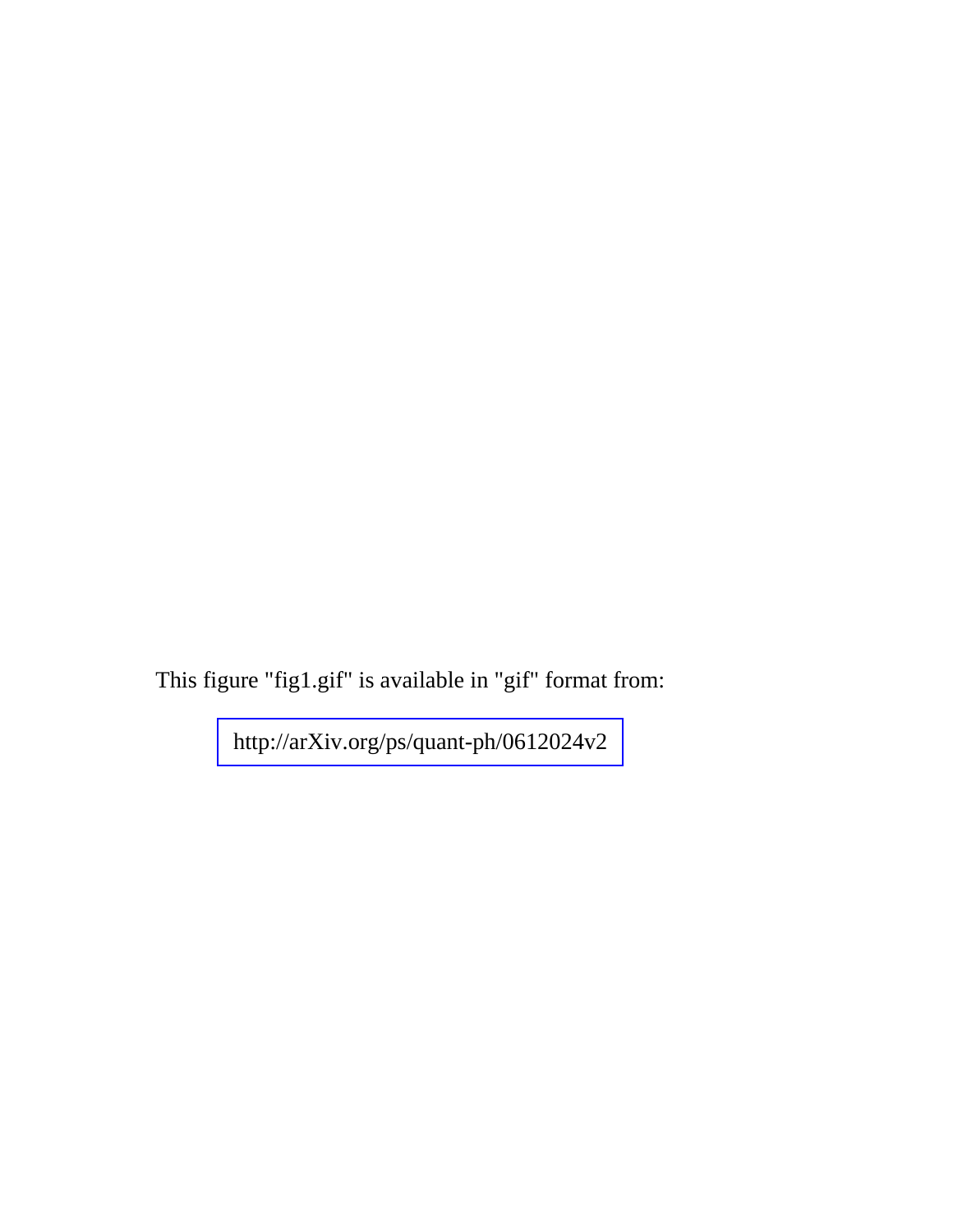This figure "fig1.gif" is available in "gif" format from:

http://arXiv.org/ps/quant-ph/0612024v2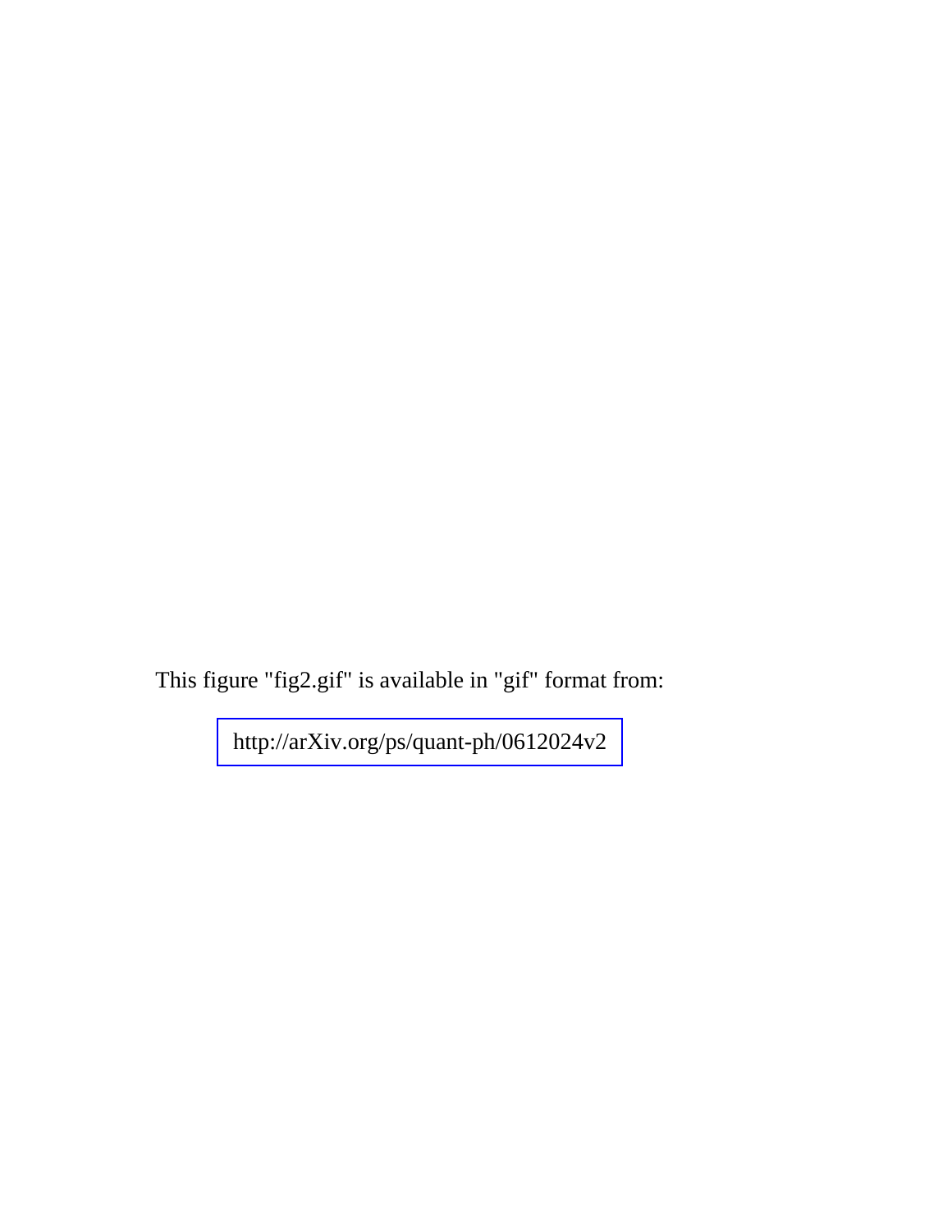This figure "fig2.gif" is available in "gif" format from:

http://arXiv.org/ps/quant-ph/0612024v2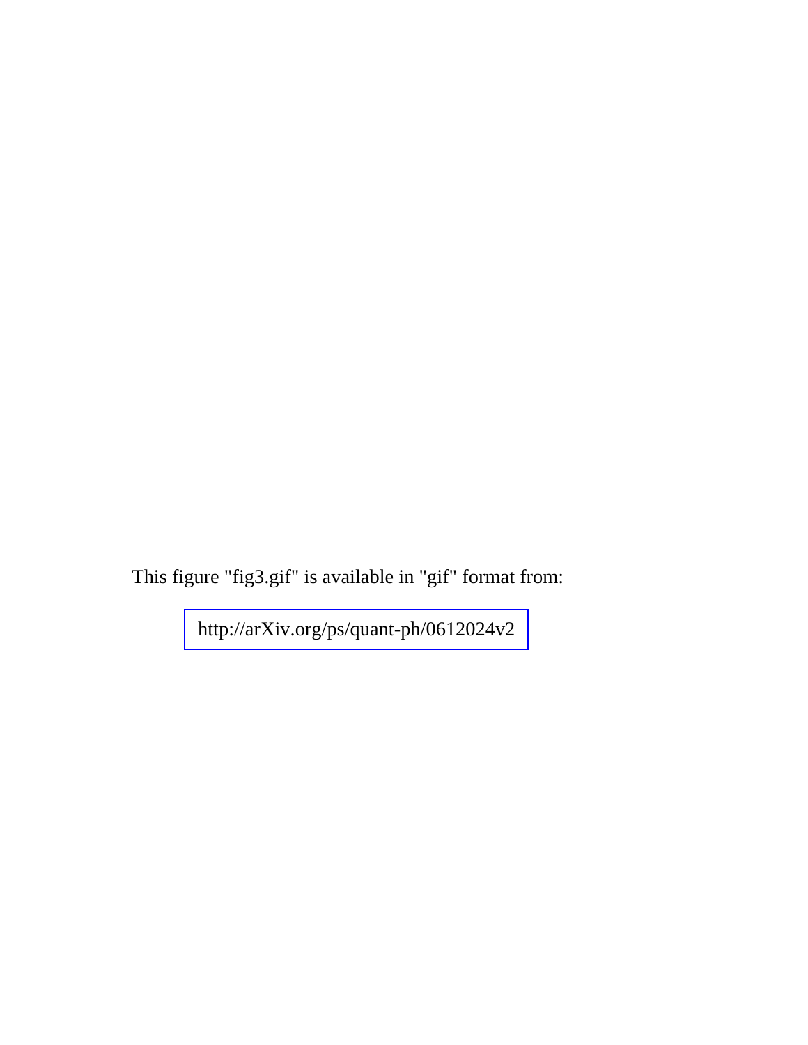This figure "fig3.gif" is available in "gif" format from:

http://arXiv.org/ps/quant-ph/0612024v2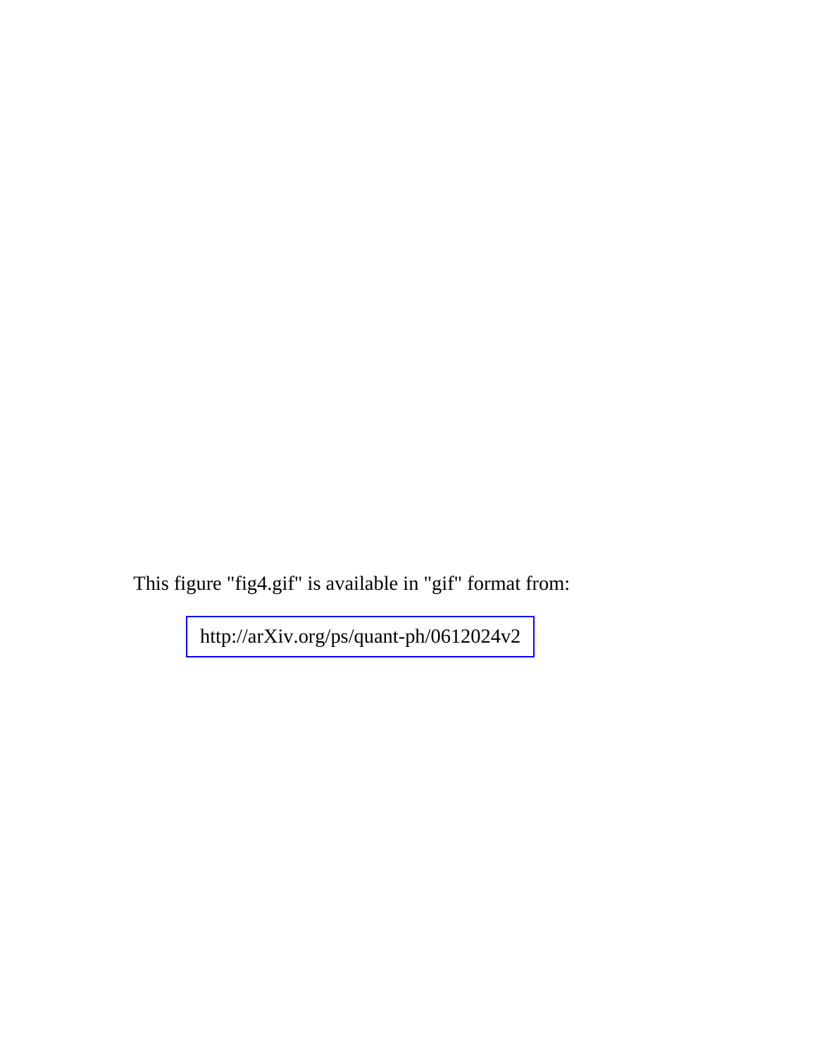This figure "fig4.gif" is available in "gif" format from:

http://arXiv.org/ps/quant-ph/0612024v2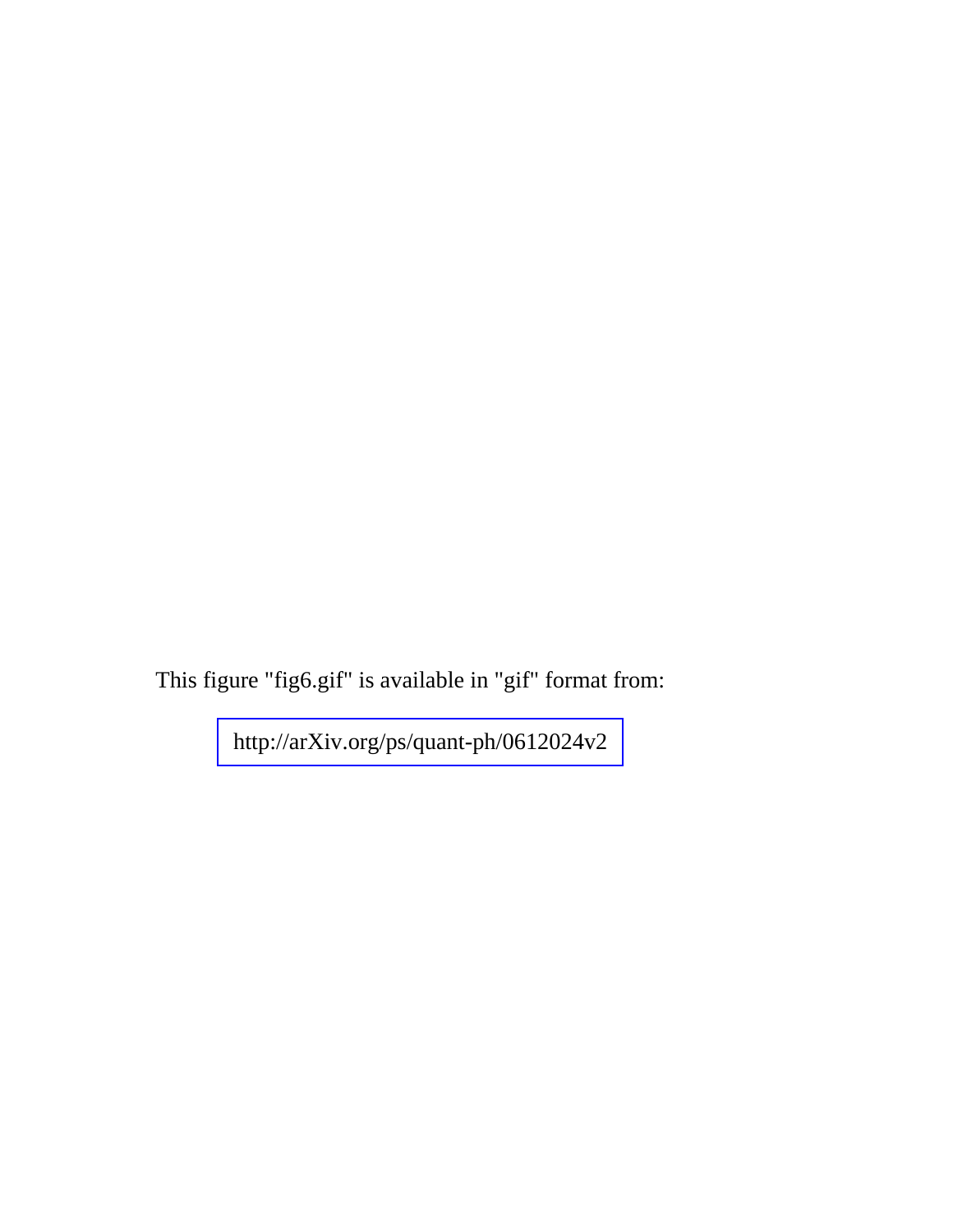This figure "fig6.gif" is available in "gif" format from:

http://arXiv.org/ps/quant-ph/0612024v2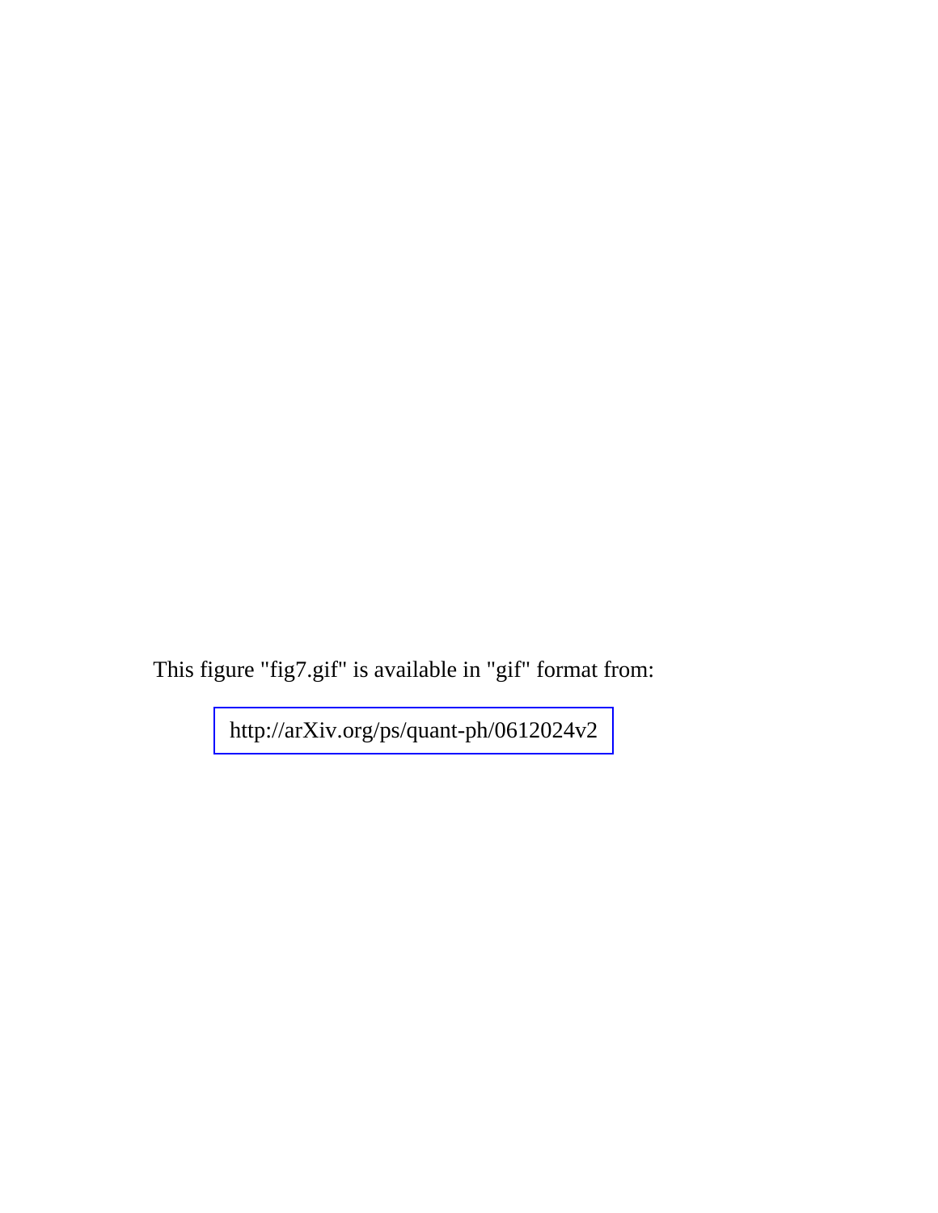This figure "fig7.gif" is available in "gif" format from:

http://arXiv.org/ps/quant-ph/0612024v2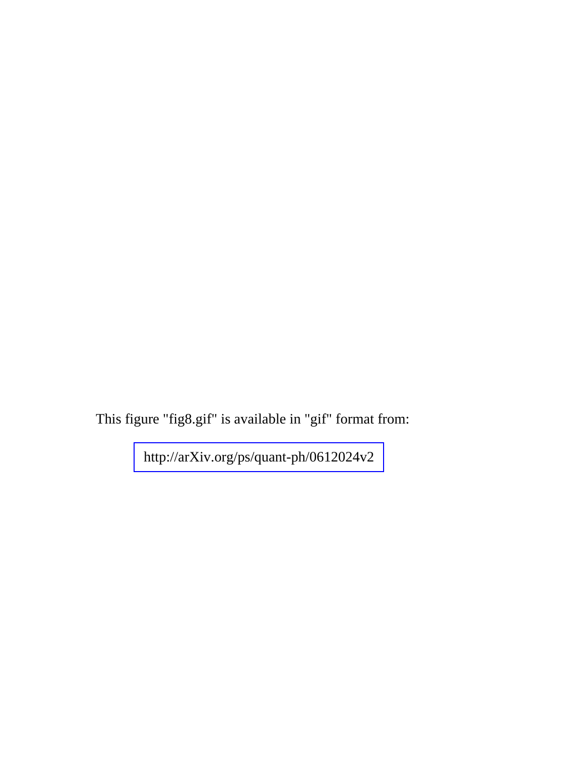This figure "fig8.gif" is available in "gif" format from:

http://arXiv.org/ps/quant-ph/0612024v2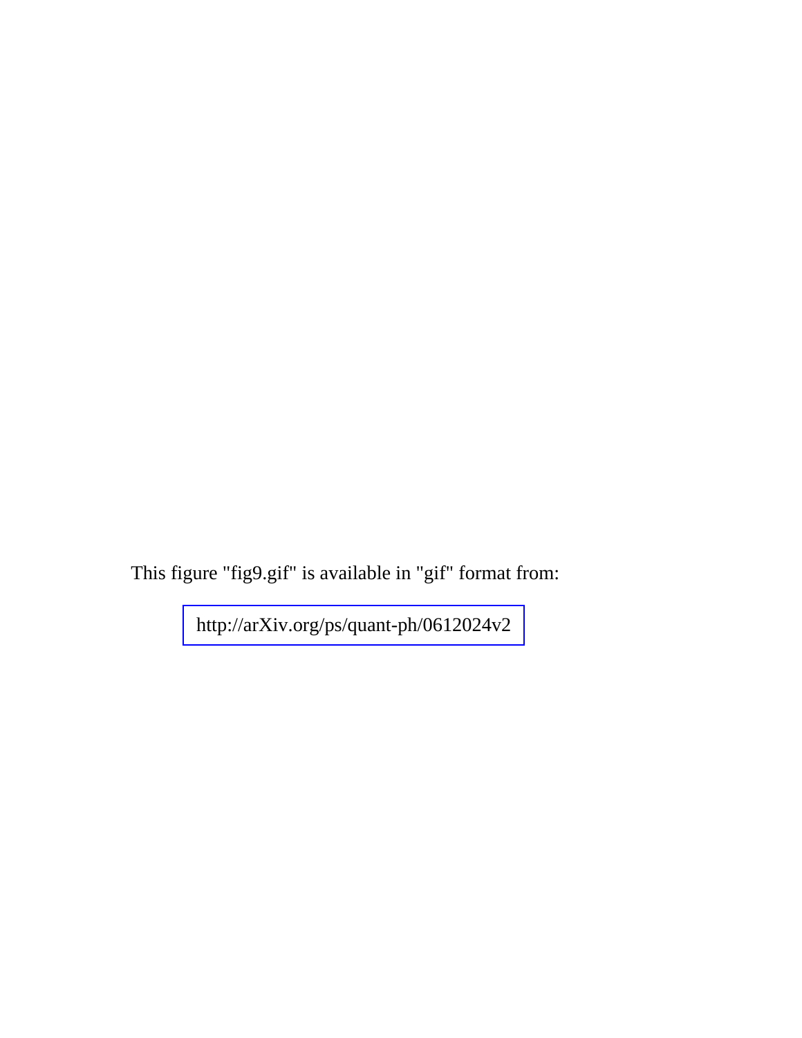This figure "fig9.gif" is available in "gif" format from:

http://arXiv.org/ps/quant-ph/0612024v2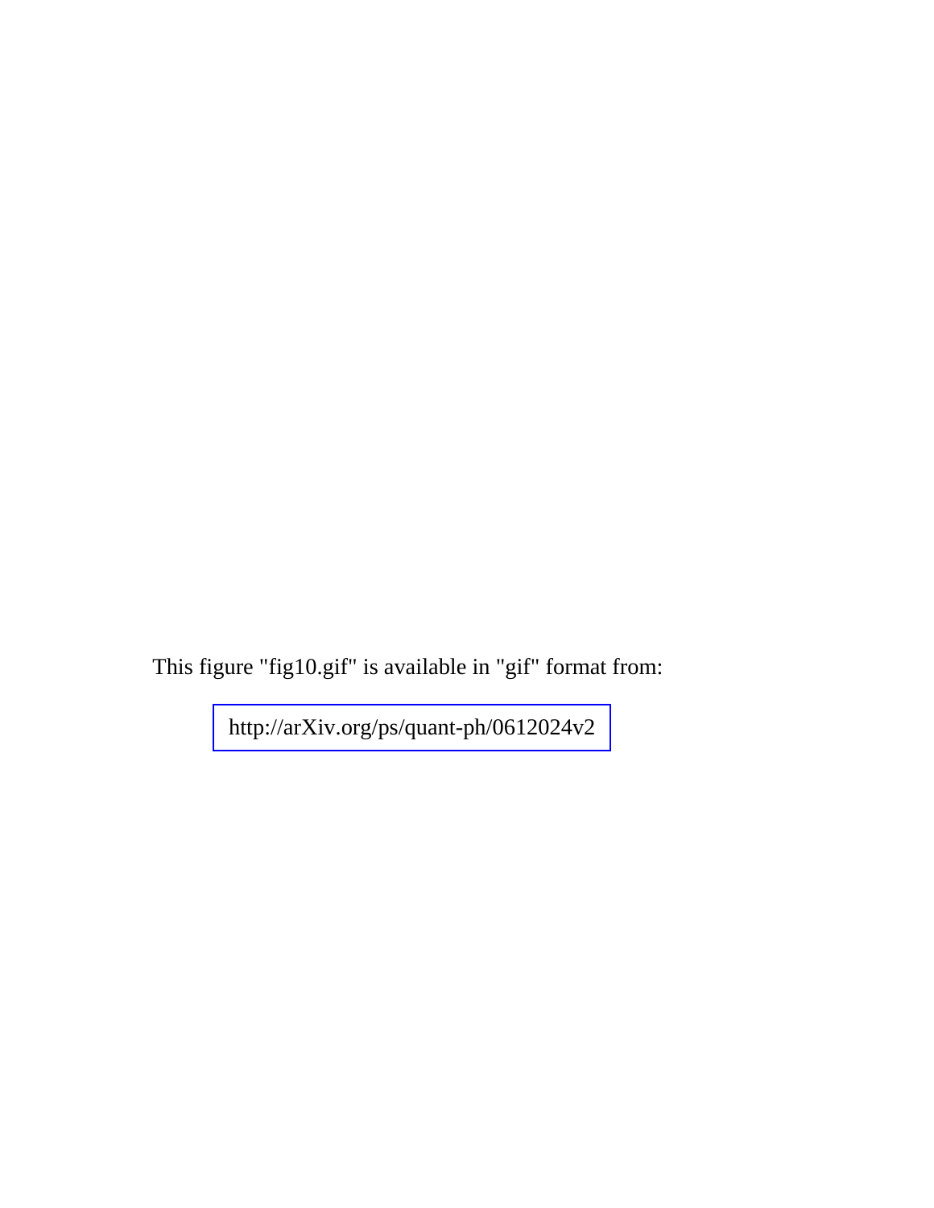This figure "fig10.gif" is available in "gif" format from:

http://arXiv.org/ps/quant-ph/0612024v2